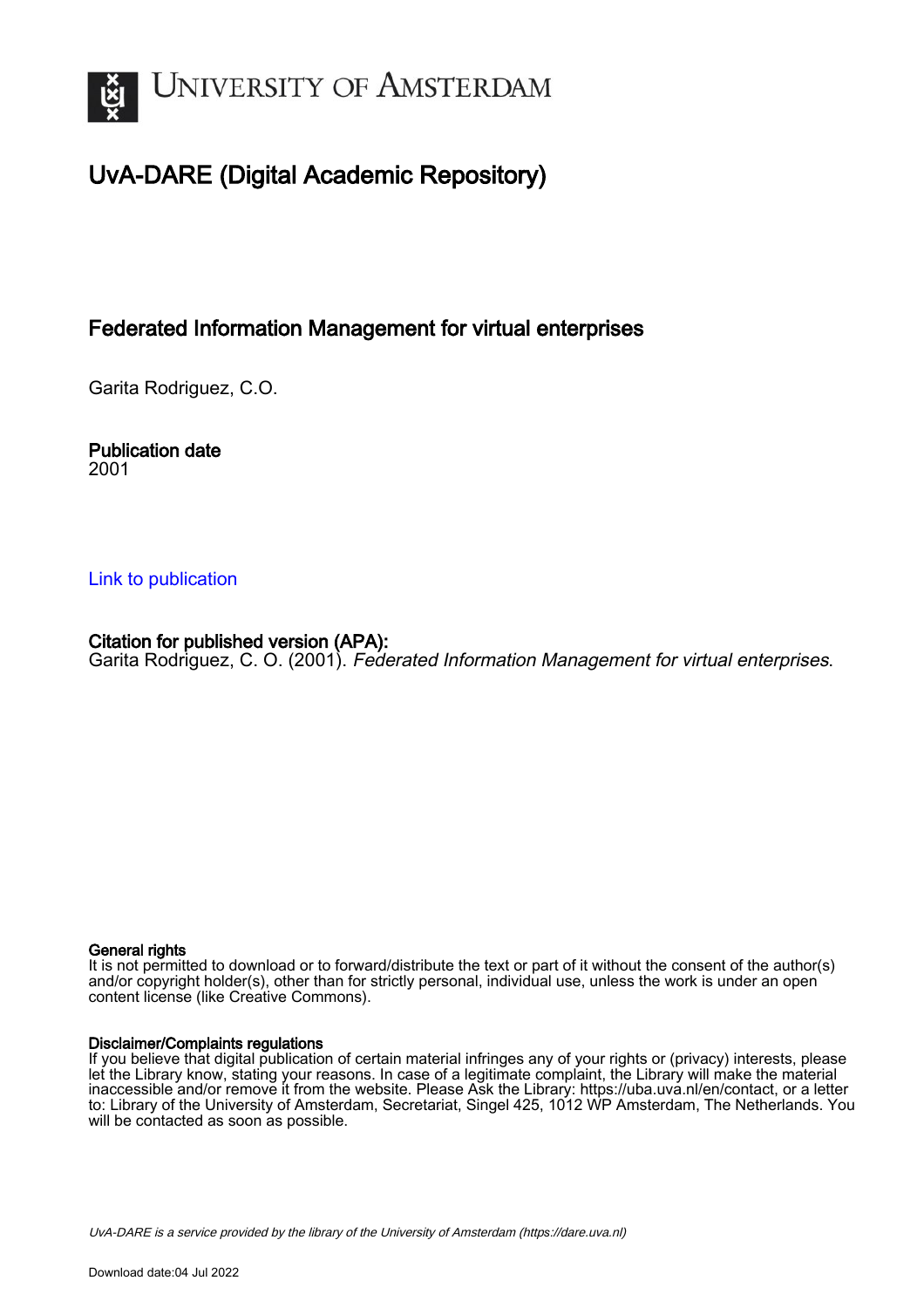# University of Amsterdam

## UvA-DARE (Digital Academic Repository)

### Federated Information Management for virtual enterprises

Garita Rodriguez, C.O.

**Publication date**
2001

[Link to publication](#)

**Citation for published version (APA):**
Garita Rodriguez, C. O. (2001). *Federated Information Management for virtual enterprises*.

**General rights**
It is not permitted to download or to forward/distribute the text or part of it without the consent of the author(s) and/or copyright holder(s), other than for strictly personal, individual use, unless the work is under an open content license (like Creative Commons).

**Disclaimer/Complaints regulations**
If you believe that digital publication of certain material infringes any of your rights or (privacy) interests, please let the Library know, stating your reasons. In case of a legitimate complaint, the Library will make the material inaccessible and/or remove it from the website. Please Ask the Library: https://uba.uva.nl/en/contact, or a letter to: Library of the University of Amsterdam, Secretariat, Singel 425, 1012 WP Amsterdam, The Netherlands. You will be contacted as soon as possible.

*UvA-DARE is a service provided by the library of the University of Amsterdam (https://dare.uva.nl)*

Download date:04 Jul 2022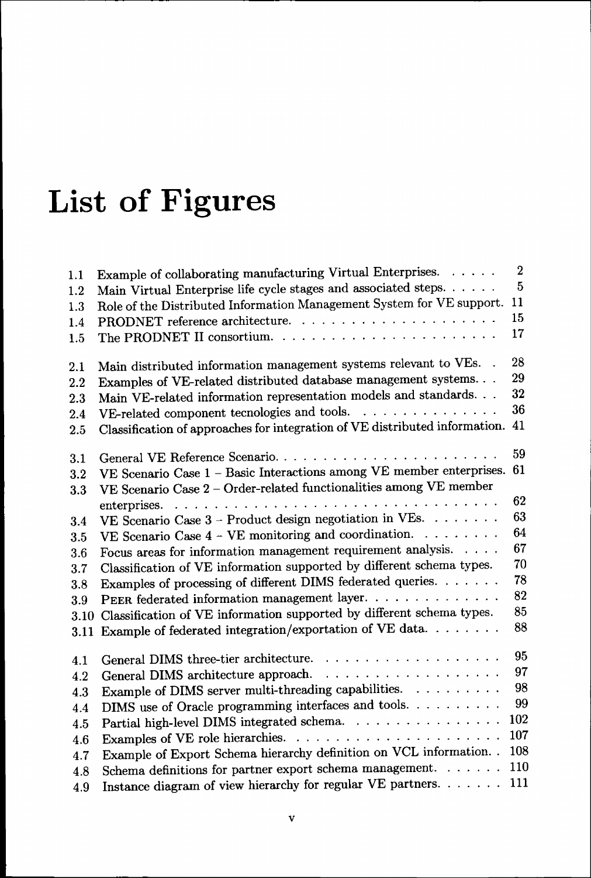# List of Figures

| | | |
|---|---|---|
| 1.1 | Example of collaborating manufacturing Virtual Enterprises. | 2 |
| 1.2 | Main Virtual Enterprise life cycle stages and associated steps. | 5 |
| 1.3 | Role of the Distributed Information Management System for VE support. | 11 |
| 1.4 | PRODNET reference architecture. | 15 |
| 1.5 | The PRODNET II consortium. | 17 |
| 2.1 | Main distributed information management systems relevant to VEs. | 28 |
| 2.2 | Examples of VE-related distributed database management systems. | 29 |
| 2.3 | Main VE-related information representation models and standards. | 32 |
| 2.4 | VE-related component tecnologies and tools. | 36 |
| 2.5 | Classification of approaches for integration of VE distributed information. | 41 |
| 3.1 | General VE Reference Scenario. | 59 |
| 3.2 | VE Scenario Case 1 – Basic Interactions among VE member enterprises. | 61 |
| 3.3 | VE Scenario Case 2 – Order-related functionalities among VE member enterprises. | 62 |
| 3.4 | VE Scenario Case 3 – Product design negotiation in VEs. | 63 |
| 3.5 | VE Scenario Case 4 – VE monitoring and coordination. | 64 |
| 3.6 | Focus areas for information management requirement analysis. | 67 |
| 3.7 | Classification of VE information supported by different schema types. | 70 |
| 3.8 | Examples of processing of different DIMS federated queries. | 78 |
| 3.9 | PEER federated information management layer. | 82 |
| 3.10 | Classification of VE information supported by different schema types. | 85 |
| 3.11 | Example of federated integration/exportation of VE data. | 88 |
| 4.1 | General DIMS three-tier architecture. | 95 |
| 4.2 | General DIMS architecture approach. | 97 |
| 4.3 | Example of DIMS server multi-threading capabilities. | 98 |
| 4.4 | DIMS use of Oracle programming interfaces and tools. | 99 |
| 4.5 | Partial high-level DIMS integrated schema. | 102 |
| 4.6 | Examples of VE role hierarchies. | 107 |
| 4.7 | Example of Export Schema hierarchy definition on VCL information. | 108 |
| 4.8 | Schema definitions for partner export schema management. | 110 |
| 4.9 | Instance diagram of view hierarchy for regular VE partners. | 111 |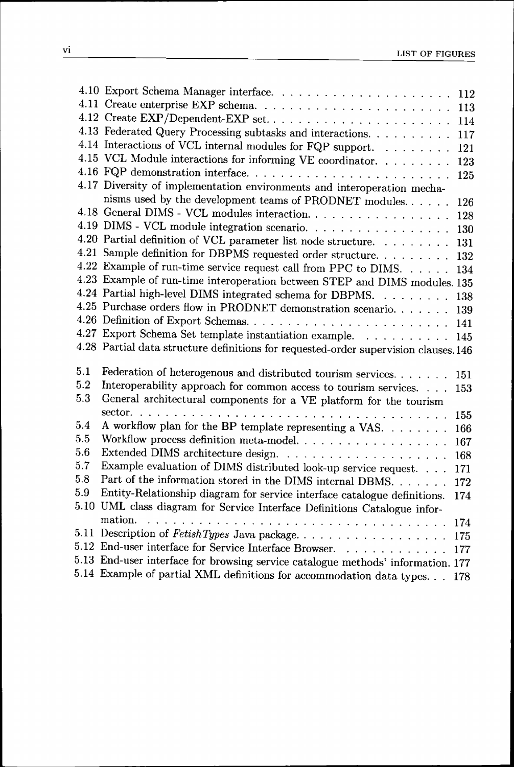4.10 Export Schema Manager interface. . . . . . . . . . . . . . . . . . . . 112
4.11 Create enterprise EXP schema. . . . . . . . . . . . . . . . . . . . . . 113
4.12 Create EXP/Dependent-EXP set. . . . . . . . . . . . . . . . . . . . . 114
4.13 Federated Query Processing subtasks and interactions. . . . . . . . . . 117
4.14 Interactions of VCL internal modules for FQP support. . . . . . . . . 121
4.15 VCL Module interactions for informing VE coordinator. . . . . . . . . 123
4.16 FQP demonstration interface. . . . . . . . . . . . . . . . . . . . . . . 125
4.17 Diversity of implementation environments and interoperation mechanisms used by the development teams of PRODNET modules. . . . . . 126
4.18 General DIMS - VCL modules interaction. . . . . . . . . . . . . . . . 128
4.19 DIMS - VCL module integration scenario. . . . . . . . . . . . . . . . 130
4.20 Partial definition of VCL parameter list node structure. . . . . . . . . 131
4.21 Sample definition for DBPMS requested order structure. . . . . . . . . 132
4.22 Example of run-time service request call from PPC to DIMS. . . . . . 134
4.23 Example of run-time interoperation between STEP and DIMS modules. 135
4.24 Partial high-level DIMS integrated schema for DBPMS. . . . . . . . . 138
4.25 Purchase orders flow in PRODNET demonstration scenario. . . . . . . 139
4.26 Definition of Export Schemas. . . . . . . . . . . . . . . . . . . . . . . 141
4.27 Export Schema Set template instantiation example. . . . . . . . . . . 145
4.28 Partial data structure definitions for requested-order supervision clauses. 146

5.1 Federation of heterogenous and distributed tourism services. . . . . . . 151
5.2 Interoperability approach for common access to tourism services. . . . 153
5.3 General architectural components for a VE platform for the tourism sector. . . . . . . . . . . . . . . . . . . . . . . . . . . . . . . . . . . 155
5.4 A workflow plan for the BP template representing a VAS. . . . . . . . 166
5.5 Workflow process definition meta-model. . . . . . . . . . . . . . . . . 167
5.6 Extended DIMS architecture design. . . . . . . . . . . . . . . . . . . 168
5.7 Example evaluation of DIMS distributed look-up service request. . . . 171
5.8 Part of the information stored in the DIMS internal DBMS. . . . . . . 172
5.9 Entity-Relationship diagram for service interface catalogue definitions. 174
5.10 UML class diagram for Service Interface Definitions Catalogue information. . . . . . . . . . . . . . . . . . . . . . . . . . . . . . . . . . . 174
5.11 Description of *FetishTypes* Java package. . . . . . . . . . . . . . . . . 175
5.12 End-user interface for Service Interface Browser. . . . . . . . . . . . . 177
5.13 End-user interface for browsing service catalogue methods' information. 177
5.14 Example of partial XML definitions for accommodation data types. . . 178